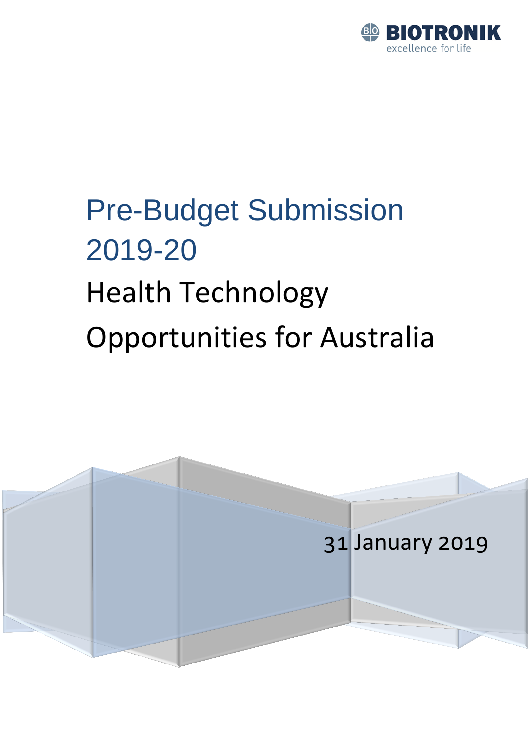BIOTRONIK
excellence for life

# Pre-Budget Submission 2019-20

## Health Technology Opportunities for Australia

31 January 2019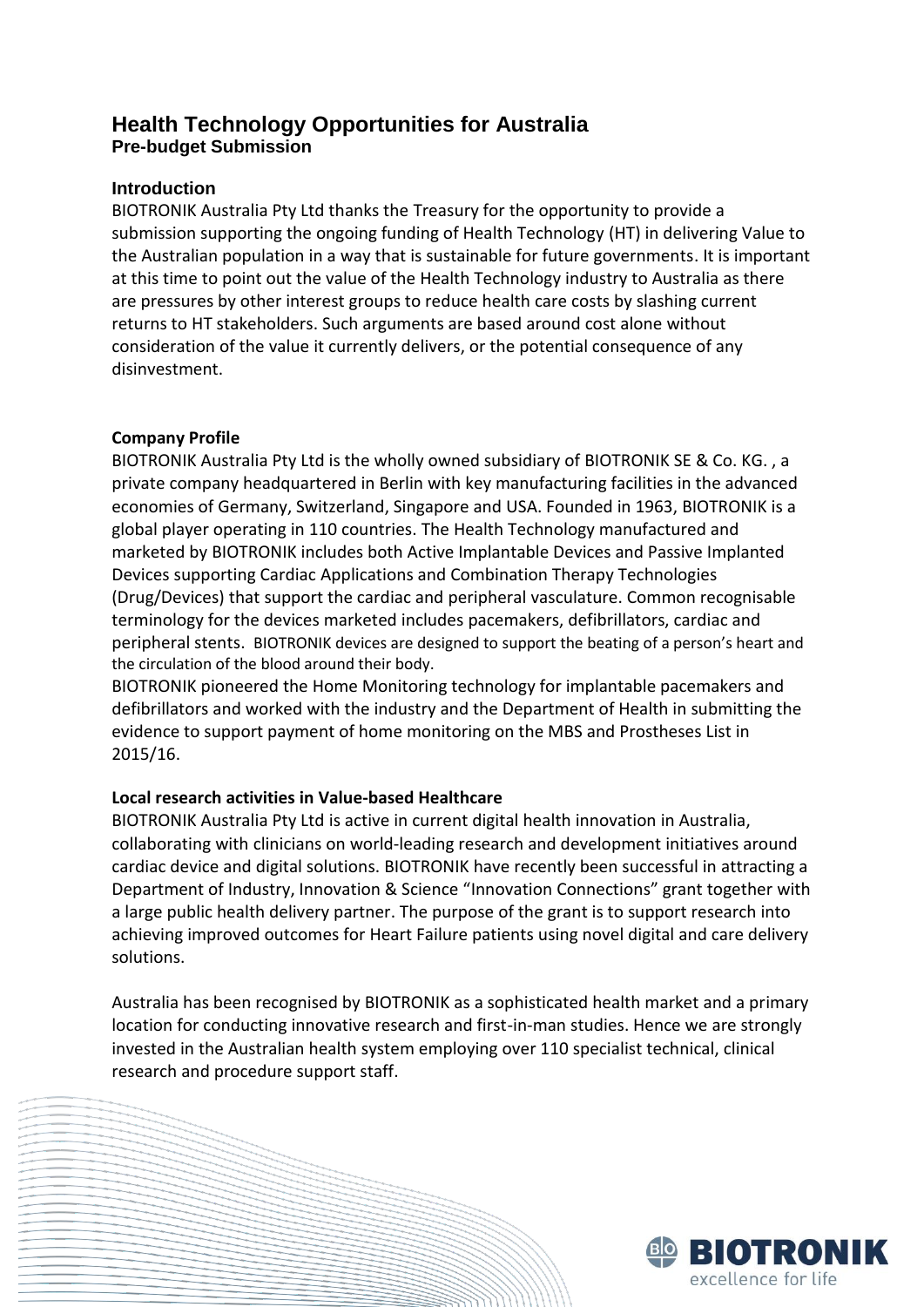# Health Technology Opportunities for Australia

**Pre-budget Submission**

## Introduction

BIOTRONIK Australia Pty Ltd thanks the Treasury for the opportunity to provide a submission supporting the ongoing funding of Health Technology (HT) in delivering Value to the Australian population in a way that is sustainable for future governments. It is important at this time to point out the value of the Health Technology industry to Australia as there are pressures by other interest groups to reduce health care costs by slashing current returns to HT stakeholders. Such arguments are based around cost alone without consideration of the value it currently delivers, or the potential consequence of any disinvestment.

**Company Profile**

BIOTRONIK Australia Pty Ltd is the wholly owned subsidiary of BIOTRONIK SE & Co. KG. , a private company headquartered in Berlin with key manufacturing facilities in the advanced economies of Germany, Switzerland, Singapore and USA. Founded in 1963, BIOTRONIK is a global player operating in 110 countries. The Health Technology manufactured and marketed by BIOTRONIK includes both Active Implantable Devices and Passive Implanted Devices supporting Cardiac Applications and Combination Therapy Technologies (Drug/Devices) that support the cardiac and peripheral vasculature. Common recognisable terminology for the devices marketed includes pacemakers, defibrillators, cardiac and peripheral stents. BIOTRONIK devices are designed to support the beating of a person's heart and the circulation of the blood around their body.

BIOTRONIK pioneered the Home Monitoring technology for implantable pacemakers and defibrillators and worked with the industry and the Department of Health in submitting the evidence to support payment of home monitoring on the MBS and Prostheses List in 2015/16.

**Local research activities in Value-based Healthcare**

BIOTRONIK Australia Pty Ltd is active in current digital health innovation in Australia, collaborating with clinicians on world-leading research and development initiatives around cardiac device and digital solutions. BIOTRONIK have recently been successful in attracting a Department of Industry, Innovation & Science "Innovation Connections" grant together with a large public health delivery partner. The purpose of the grant is to support research into achieving improved outcomes for Heart Failure patients using novel digital and care delivery solutions.

Australia has been recognised by BIOTRONIK as a sophisticated health market and a primary location for conducting innovative research and first-in-man studies. Hence we are strongly invested in the Australian health system employing over 110 specialist technical, clinical research and procedure support staff.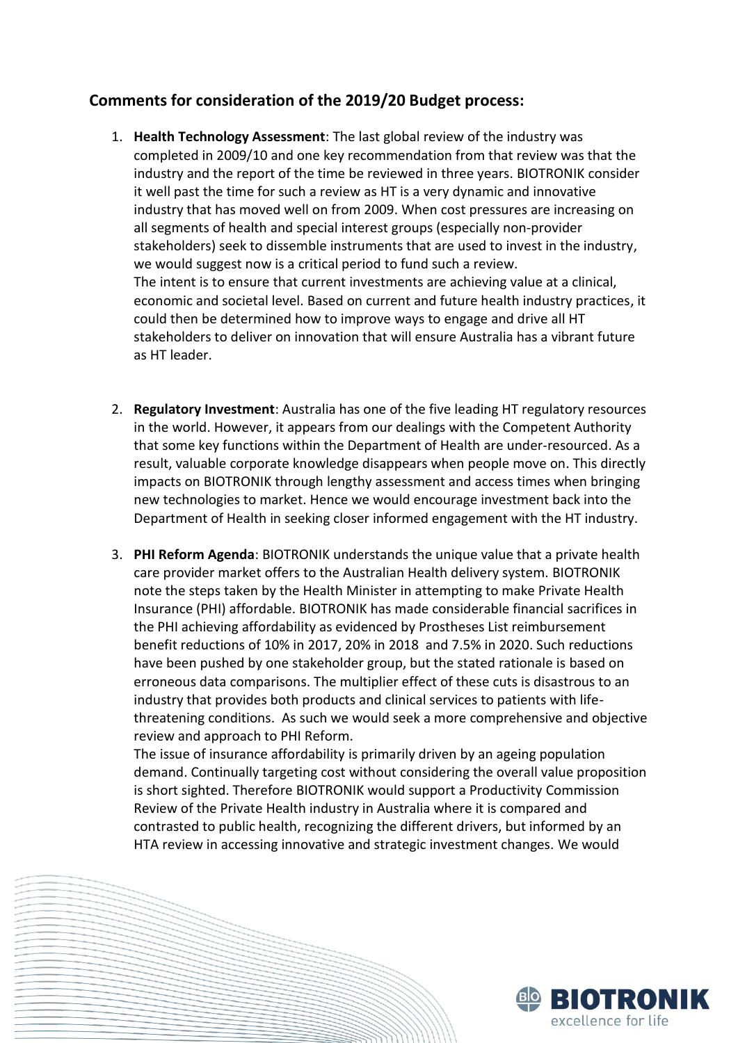## Comments for consideration of the 2019/20 Budget process:

1. **Health Technology Assessment**: The last global review of the industry was completed in 2009/10 and one key recommendation from that review was that the industry and the report of the time be reviewed in three years. BIOTRONIK consider it well past the time for such a review as HT is a very dynamic and innovative industry that has moved well on from 2009. When cost pressures are increasing on all segments of health and special interest groups (especially non-provider stakeholders) seek to dissemble instruments that are used to invest in the industry, we would suggest now is a critical period to fund such a review.
   The intent is to ensure that current investments are achieving value at a clinical, economic and societal level. Based on current and future health industry practices, it could then be determined how to improve ways to engage and drive all HT stakeholders to deliver on innovation that will ensure Australia has a vibrant future as HT leader.

2. **Regulatory Investment**: Australia has one of the five leading HT regulatory resources in the world. However, it appears from our dealings with the Competent Authority that some key functions within the Department of Health are under-resourced. As a result, valuable corporate knowledge disappears when people move on. This directly impacts on BIOTRONIK through lengthy assessment and access times when bringing new technologies to market. Hence we would encourage investment back into the Department of Health in seeking closer informed engagement with the HT industry.

3. **PHI Reform Agenda**: BIOTRONIK understands the unique value that a private health care provider market offers to the Australian Health delivery system. BIOTRONIK note the steps taken by the Health Minister in attempting to make Private Health Insurance (PHI) affordable. BIOTRONIK has made considerable financial sacrifices in the PHI achieving affordability as evidenced by Prostheses List reimbursement benefit reductions of 10% in 2017, 20% in 2018 and 7.5% in 2020. Such reductions have been pushed by one stakeholder group, but the stated rationale is based on erroneous data comparisons. The multiplier effect of these cuts is disastrous to an industry that provides both products and clinical services to patients with life-threatening conditions. As such we would seek a more comprehensive and objective review and approach to PHI Reform.
   The issue of insurance affordability is primarily driven by an ageing population demand. Continually targeting cost without considering the overall value proposition is short sighted. Therefore BIOTRONIK would support a Productivity Commission Review of the Private Health industry in Australia where it is compared and contrasted to public health, recognizing the different drivers, but informed by an HTA review in accessing innovative and strategic investment changes. We would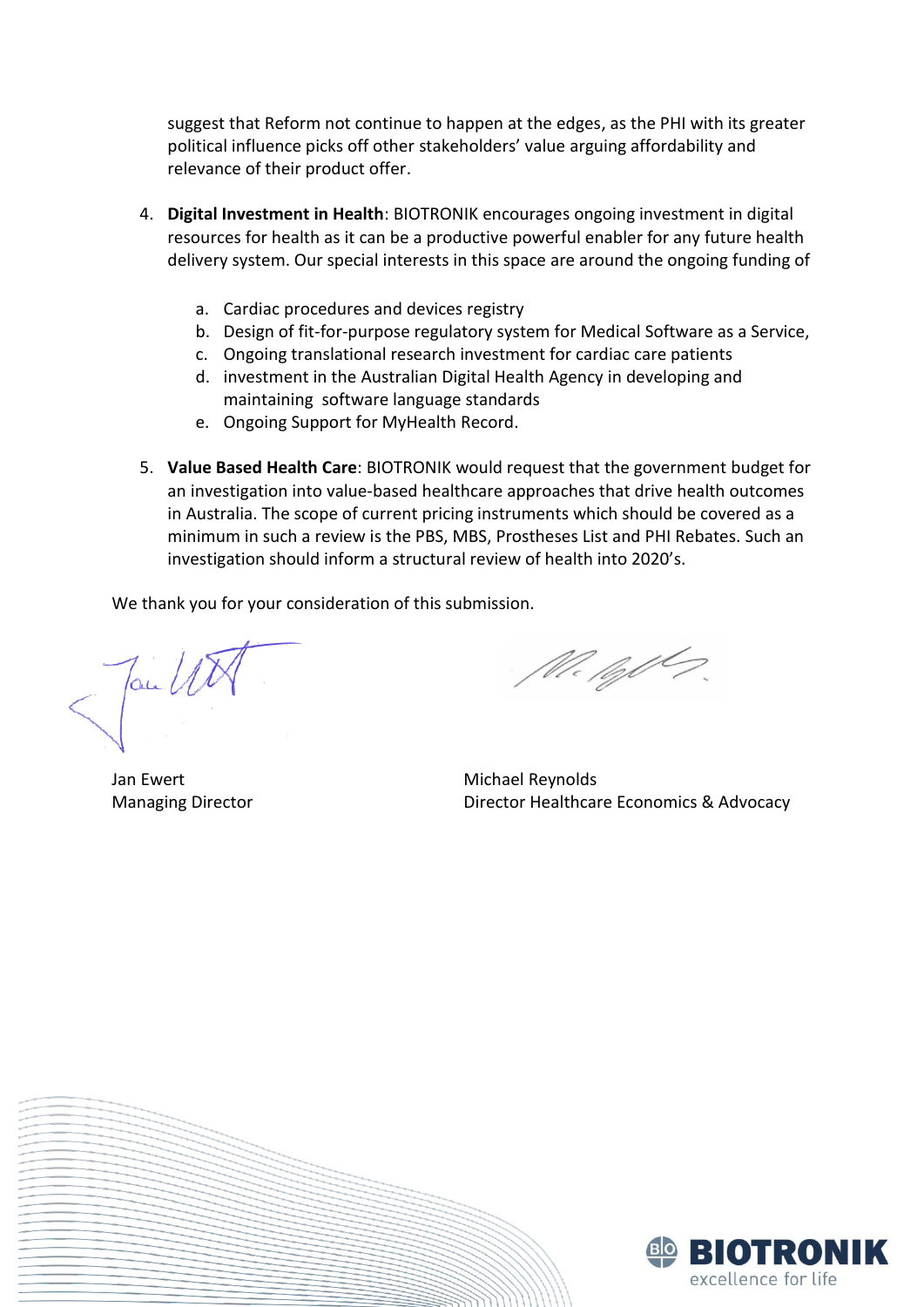suggest that Reform not continue to happen at the edges, as the PHI with its greater political influence picks off other stakeholders' value arguing affordability and relevance of their product offer.

4. **Digital Investment in Health**: BIOTRONIK encourages ongoing investment in digital resources for health as it can be a productive powerful enabler for any future health delivery system. Our special interests in this space are around the ongoing funding of

   a. Cardiac procedures and devices registry
   b. Design of fit-for-purpose regulatory system for Medical Software as a Service,
   c. Ongoing translational research investment for cardiac care patients
   d. investment in the Australian Digital Health Agency in developing and maintaining software language standards
   e. Ongoing Support for MyHealth Record.

5. **Value Based Health Care**: BIOTRONIK would request that the government budget for an investigation into value-based healthcare approaches that drive health outcomes in Australia. The scope of current pricing instruments which should be covered as a minimum in such a review is the PBS, MBS, Prostheses List and PHI Rebates. Such an investigation should inform a structural review of health into 2020's.

We thank you for your consideration of this submission.

Jan Ewert
Managing Director

Michael Reynolds
Director Healthcare Economics & Advocacy